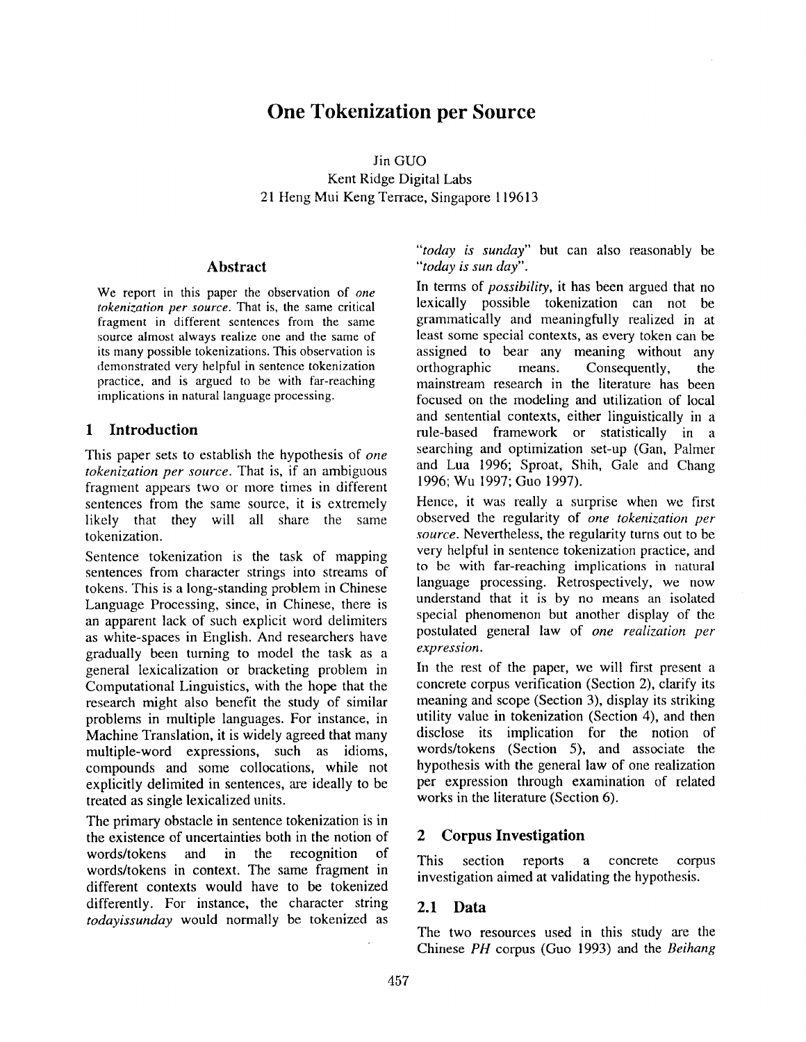# One Tokenization per Source

Jin GUO
Kent Ridge Digital Labs
21 Heng Mui Keng Terrace, Singapore 119613

## Abstract

We report in this paper the observation of *one tokenization per source*. That is, the same critical fragment in different sentences from the same source almost always realize one and the same of its many possible tokenizations. This observation is demonstrated very helpful in sentence tokenization practice, and is argued to be with far-reaching implications in natural language processing.

## 1 Introduction

This paper sets to establish the hypothesis of *one tokenization per source*. That is, if an ambiguous fragment appears two or more times in different sentences from the same source, it is extremely likely that they will all share the same tokenization.

Sentence tokenization is the task of mapping sentences from character strings into streams of tokens. This is a long-standing problem in Chinese Language Processing, since, in Chinese, there is an apparent lack of such explicit word delimiters as white-spaces in English. And researchers have gradually been turning to model the task as a general lexicalization or bracketing problem in Computational Linguistics, with the hope that the research might also benefit the study of similar problems in multiple languages. For instance, in Machine Translation, it is widely agreed that many multiple-word expressions, such as idioms, compounds and some collocations, while not explicitly delimited in sentences, are ideally to be treated as single lexicalized units.

The primary obstacle in sentence tokenization is in the existence of uncertainties both in the notion of words/tokens and in the recognition of words/tokens in context. The same fragment in different contexts would have to be tokenized differently. For instance, the character string *todayissunday* would normally be tokenized as "*today is sunday*" but can also reasonably be "*today is sun day*".

In terms of *possibility*, it has been argued that no lexically possible tokenization can not be grammatically and meaningfully realized in at least some special contexts, as every token can be assigned to bear any meaning without any orthographic means. Consequently, the mainstream research in the literature has been focused on the modeling and utilization of local and sentential contexts, either linguistically in a rule-based framework or statistically in a searching and optimization set-up (Gan, Palmer and Lua 1996; Sproat, Shih, Gale and Chang 1996; Wu 1997; Guo 1997).

Hence, it was really a surprise when we first observed the regularity of *one tokenization per source*. Nevertheless, the regularity turns out to be very helpful in sentence tokenization practice, and to be with far-reaching implications in natural language processing. Retrospectively, we now understand that it is by no means an isolated special phenomenon but another display of the postulated general law of *one realization per expression*.

In the rest of the paper, we will first present a concrete corpus verification (Section 2), clarify its meaning and scope (Section 3), display its striking utility value in tokenization (Section 4), and then disclose its implication for the notion of words/tokens (Section 5), and associate the hypothesis with the general law of one realization per expression through examination of related works in the literature (Section 6).

## 2 Corpus Investigation

This section reports a concrete corpus investigation aimed at validating the hypothesis.

### 2.1 Data

The two resources used in this study are the Chinese *PH* corpus (Guo 1993) and the *Beihang*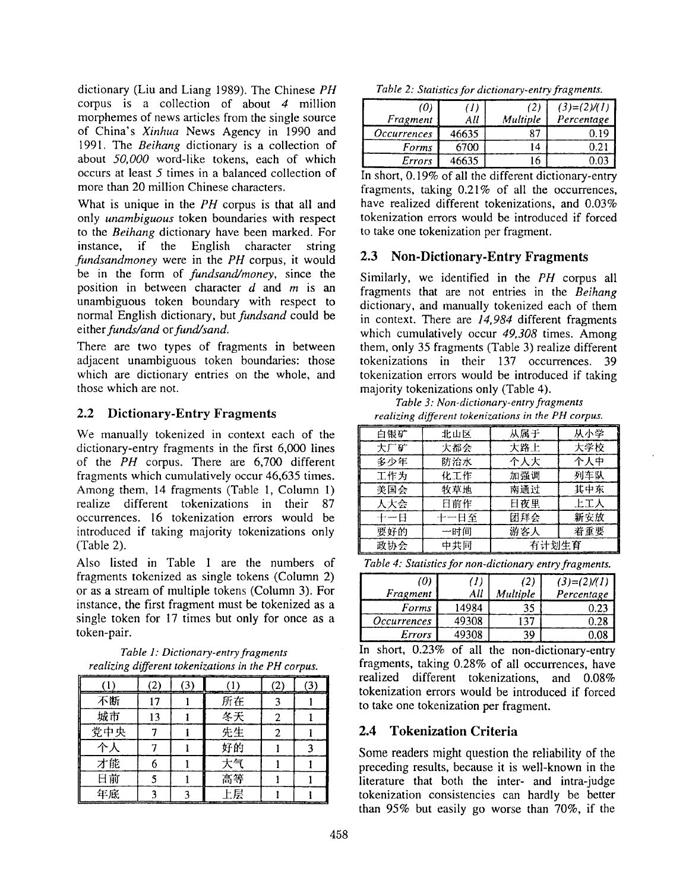dictionary (Liu and Liang 1989). The Chinese *PH* corpus is a collection of about *4* million morphemes of news articles from the single source of China's *Xinhua* News Agency in 1990 and 1991. The *Beihang* dictionary is a collection of about *50,000* word-like tokens, each of which occurs at least *5* times in a balanced collection of more than 20 million Chinese characters.

What is unique in the *PH* corpus is that all and only *unambiguous* token boundaries with respect to the *Beihang* dictionary have been marked. For instance, if the English character string *fundsandmoney* were in the *PH* corpus, it would be in the form of *fundsand/money*, since the position in between character *d* and *m* is an unambiguous token boundary with respect to normal English dictionary, but *fundsand* could be either *funds/and* or *fund/sand*.

There are two types of fragments in between adjacent unambiguous token boundaries: those which are dictionary entries on the whole, and those which are not.

## 2.2 Dictionary-Entry Fragments

We manually tokenized in context each of the dictionary-entry fragments in the first 6,000 lines of the *PH* corpus. There are 6,700 different fragments which cumulatively occur 46,635 times. Among them, 14 fragments (Table 1, Column 1) realize different tokenizations in their 87 occurrences. 16 tokenization errors would be introduced if taking majority tokenizations only (Table 2).

Also listed in Table 1 are the numbers of fragments tokenized as single tokens (Column 2) or as a stream of multiple tokens (Column 3). For instance, the first fragment must be tokenized as a single token for 17 times but only for once as a token-pair.

*Table 1: Dictionary-entry fragments realizing different tokenizations in the PH corpus.*

| (1) | (2) | (3) | (1) | (2) | (3) |
|---|---|---|---|---|---|
| 不断 | 17 | 1 | 所在 | 3 | 1 |
| 城市 | 13 | 1 | 冬天 | 2 | 1 |
| 党中央 | 7 | 1 | 先生 | 2 | 1 |
| 个人 | 7 | 1 | 好的 | 1 | 3 |
| 才能 | 6 | 1 | 大气 | 1 | 1 |
| 日前 | 5 | 1 | 高等 | 1 | 1 |
| 年底 | 3 | 3 | 上层 | 1 | 1 |

*Table 2: Statistics for dictionary-entry fragments.*

| (0) Fragment | (1) All | (2) Multiple | (3)=(2)/(1) Percentage |
|---|---|---|---|
| Occurrences | 46635 | 87 | 0.19 |
| Forms | 6700 | 14 | 0.21 |
| Errors | 46635 | 16 | 0.03 |

In short, 0.19% of all the different dictionary-entry fragments, taking 0.21% of all the occurrences, have realized different tokenizations, and 0.03% tokenization errors would be introduced if forced to take one tokenization per fragment.

## 2.3 Non-Dictionary-Entry Fragments

Similarly, we identified in the *PH* corpus all fragments that are not entries in the *Beihang* dictionary, and manually tokenized each of them in context. There are *14,984* different fragments which cumulatively occur *49,308* times. Among them, only 35 fragments (Table 3) realize different tokenizations in their 137 occurrences. 39 tokenization errors would be introduced if taking majority tokenizations only (Table 4).

*Table 3: Non-dictionary-entry fragments realizing different tokenizations in the PH corpus.*

| | | | |
|---|---|---|---|
| 白银矿 | 北山区 | 从属于 | 从小学 |
| 大厂矿 | 大都会 | 大路上 | 大学校 |
| 多少年 | 防治水 | 个人大 | 个人中 |
| 工作为 | 化工作 | 加强调 | 列车队 |
| 美国会 | 牧草地 | 南通过 | 其中东 |
| 人大会 | 日前作 | 日夜里 | 上工人 |
| 十一日 | 十一日至 | 团拜会 | 新安放 |
| 要好的 | 一时间 | 游客人 | 着重要 |
| 政协会 | 中共同 | 有计划生育 | |

*Table 4: Statistics for non-dictionary entry fragments.*

| (0) Fragment | (1) All | (2) Multiple | (3)=(2)/(1) Percentage |
|---|---|---|---|
| Forms | 14984 | 35 | 0.23 |
| Occurrences | 49308 | 137 | 0.28 |
| Errors | 49308 | 39 | 0.08 |

In short, 0.23% of all the non-dictionary-entry fragments, taking 0.28% of all occurrences, have realized different tokenizations, and 0.08% tokenization errors would be introduced if forced to take one tokenization per fragment.

## 2.4 Tokenization Criteria

Some readers might question the reliability of the preceding results, because it is well-known in the literature that both the inter- and intra-judge tokenization consistencies can hardly be better than 95% but easily go worse than 70%, if the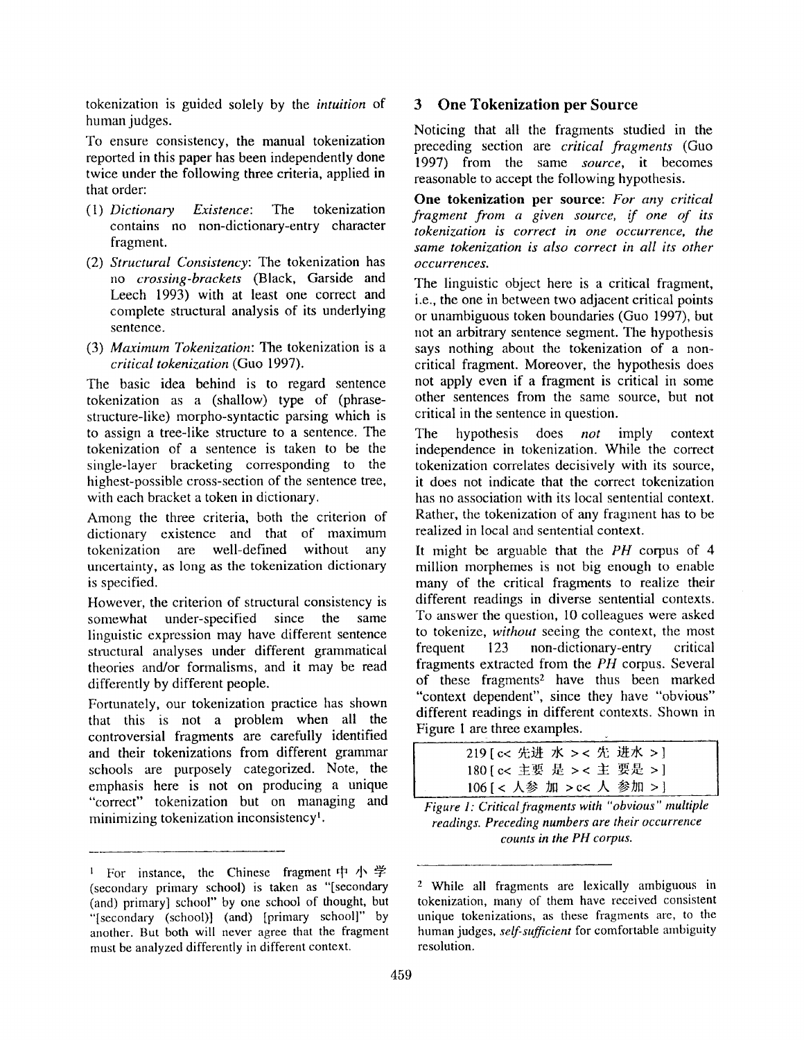tokenization is guided solely by the *intuition* of human judges.

To ensure consistency, the manual tokenization reported in this paper has been independently done twice under the following three criteria, applied in that order:

(1) *Dictionary Existence*: The tokenization contains no non-dictionary-entry character fragment.

(2) *Structural Consistency*: The tokenization has no *crossing-brackets* (Black, Garside and Leech 1993) with at least one correct and complete structural analysis of its underlying sentence.

(3) *Maximum Tokenization*: The tokenization is a *critical tokenization* (Guo 1997).

The basic idea behind is to regard sentence tokenization as a (shallow) type of (phrase-structure-like) morpho-syntactic parsing which is to assign a tree-like structure to a sentence. The tokenization of a sentence is taken to be the single-layer bracketing corresponding to the highest-possible cross-section of the sentence tree, with each bracket a token in dictionary.

Among the three criteria, both the criterion of dictionary existence and that of maximum tokenization are well-defined without any uncertainty, as long as the tokenization dictionary is specified.

However, the criterion of structural consistency is somewhat under-specified since the same linguistic expression may have different sentence structural analyses under different grammatical theories and/or formalisms, and it may be read differently by different people.

Fortunately, our tokenization practice has shown that this is not a problem when all the controversial fragments are carefully identified and their tokenizations from different grammar schools are purposely categorized. Note, the emphasis here is not on producing a unique "correct" tokenization but on managing and minimizing tokenization inconsistency[1].

## 3 One Tokenization per Source

Noticing that all the fragments studied in the preceding section are *critical fragments* (Guo 1997) from the same *source*, it becomes reasonable to accept the following hypothesis.

**One tokenization per source**: *For any critical fragment from a given source, if one of its tokenization is correct in one occurrence, the same tokenization is also correct in all its other occurrences.*

The linguistic object here is a critical fragment, i.e., the one in between two adjacent critical points or unambiguous token boundaries (Guo 1997), but not an arbitrary sentence segment. The hypothesis says nothing about the tokenization of a non-critical fragment. Moreover, the hypothesis does not apply even if a fragment is critical in some other sentences from the same source, but not critical in the sentence in question.

The hypothesis does *not* imply context independence in tokenization. While the correct tokenization correlates decisively with its source, it does not indicate that the correct tokenization has no association with its local sentential context. Rather, the tokenization of any fragment has to be realized in local and sentential context.

It might be arguable that the *PH* corpus of 4 million morphemes is not big enough to enable many of the critical fragments to realize their different readings in diverse sentential contexts. To answer the question, 10 colleagues were asked to tokenize, *without* seeing the context, the most frequent 123 non-dictionary-entry critical fragments extracted from the *PH* corpus. Several of these fragments[2] have thus been marked "context dependent", since they have "obvious" different readings in different contexts. Shown in Figure 1 are three examples.

```
219 [ c< 先进 水 >< 先 进水 > ]
180 [ c< 主要 是 >< 主 要是 > ]
106 [ < 人参 加 >c< 人 参加 > ]
```

*Figure 1: Critical fragments with "obvious" multiple readings. Preceding numbers are their occurrence counts in the PH corpus.*

---

[1] For instance, the Chinese fragment 中小学 (secondary primary school) is taken as "[secondary (and) primary] school" by one school of thought, but "[secondary (school)] (and) [primary school]" by another. But both will never agree that the fragment must be analyzed differently in different context.

[2] While all fragments are lexically ambiguous in tokenization, many of them have received consistent unique tokenizations, as these fragments are, to the human judges, *self-sufficient* for comfortable ambiguity resolution.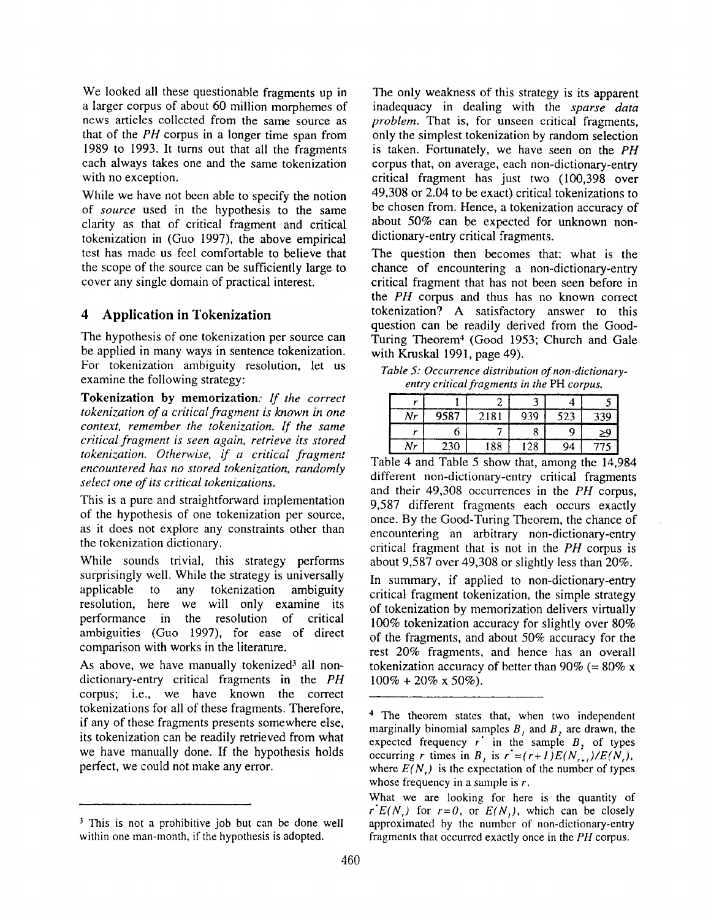We looked all these questionable fragments up in a larger corpus of about 60 million morphemes of news articles collected from the same source as that of the *PH* corpus in a longer time span from 1989 to 1993. It turns out that all the fragments each always takes one and the same tokenization with no exception.

While we have not been able to specify the notion of *source* used in the hypothesis to the same clarity as that of critical fragment and critical tokenization in (Guo 1997), the above empirical test has made us feel comfortable to believe that the scope of the source can be sufficiently large to cover any single domain of practical interest.

## 4 Application in Tokenization

The hypothesis of one tokenization per source can be applied in many ways in sentence tokenization. For tokenization ambiguity resolution, let us examine the following strategy:

**Tokenization by memorization**: *If the correct tokenization of a critical fragment is known in one context, remember the tokenization. If the same critical fragment is seen again, retrieve its stored tokenization. Otherwise, if a critical fragment encountered has no stored tokenization, randomly select one of its critical tokenizations.*

This is a pure and straightforward implementation of the hypothesis of one tokenization per source, as it does not explore any constraints other than the tokenization dictionary.

While sounds trivial, this strategy performs surprisingly well. While the strategy is universally applicable to any tokenization ambiguity resolution, here we will only examine its performance in the resolution of critical ambiguities (Guo 1997), for ease of direct comparison with works in the literature.

As above, we have manually tokenized[3] all non-dictionary-entry critical fragments in the *PH* corpus; i.e., we have known the correct tokenizations for all of these fragments. Therefore, if any of these fragments presents somewhere else, its tokenization can be readily retrieved from what we have manually done. If the hypothesis holds perfect, we could not make any error.

The only weakness of this strategy is its apparent inadequacy in dealing with the *sparse data problem*. That is, for unseen critical fragments, only the simplest tokenization by random selection is taken. Fortunately, we have seen on the *PH* corpus that, on average, each non-dictionary-entry critical fragment has just two (100,398 over 49,308 or 2.04 to be exact) critical tokenizations to be chosen from. Hence, a tokenization accuracy of about 50% can be expected for unknown non-dictionary-entry critical fragments.

The question then becomes that: what is the chance of encountering a non-dictionary-entry critical fragment that has not been seen before in the *PH* corpus and thus has no known correct tokenization? A satisfactory answer to this question can be readily derived from the Good-Turing Theorem[4] (Good 1953; Church and Gale with Kruskal 1991, page 49).

*Table 5: Occurrence distribution of non-dictionary-entry critical fragments in the* PH *corpus.*

| $r$ | 1 | 2 | 3 | 4 | 5 |
|---|---|---|---|---|---|
| $Nr$ | 9587 | 2181 | 939 | 523 | 339 |
| $r$ | 6 | 7 | 8 | 9 | ≥9 |
| $Nr$ | 230 | 188 | 128 | 94 | 775 |

Table 4 and Table 5 show that, among the 14,984 different non-dictionary-entry critical fragments and their 49,308 occurrences in the *PH* corpus, 9,587 different fragments each occurs exactly once. By the Good-Turing Theorem, the chance of encountering an arbitrary non-dictionary-entry critical fragment that is not in the *PH* corpus is about 9,587 over 49,308 or slightly less than 20%.

In summary, if applied to non-dictionary-entry critical fragment tokenization, the simple strategy of tokenization by memorization delivers virtually 100% tokenization accuracy for slightly over 80% of the fragments, and about 50% accuracy for the rest 20% fragments, and hence has an overall tokenization accuracy of better than 90% (= 80% x 100% + 20% x 50%).

---

[3] This is not a prohibitive job but can be done well within one man-month, if the hypothesis is adopted.

[4] The theorem states that, when two independent marginally binomial samples $B_1$ and $B_2$ are drawn, the expected frequency $r^*$ in the sample $B_2$ of types occurring $r$ times in $B_1$ is $r^*=(r+1)E(N_{r+1})/E(N_r)$, where $E(N_r)$ is the expectation of the number of types whose frequency in a sample is $r$.

What we are looking for here is the quantity of $r^*E(N_r)$ for $r=0$, or $E(N_1)$, which can be closely approximated by the number of non-dictionary-entry fragments that occurred exactly once in the *PH* corpus.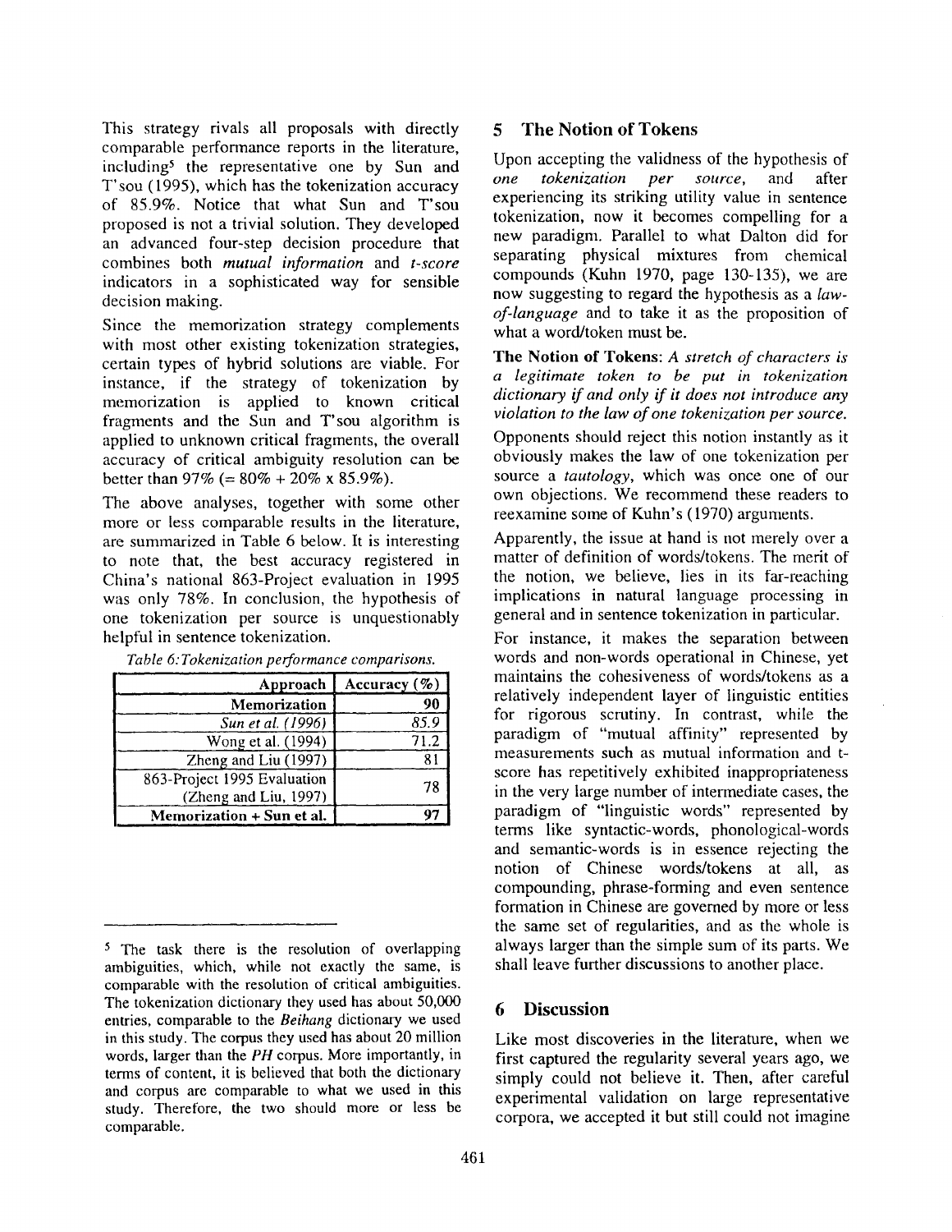This strategy rivals all proposals with directly comparable performance reports in the literature, including[5] the representative one by Sun and T'sou (1995), which has the tokenization accuracy of 85.9%. Notice that what Sun and T'sou proposed is not a trivial solution. They developed an advanced four-step decision procedure that combines both *mutual information* and *t-score* indicators in a sophisticated way for sensible decision making.

Since the memorization strategy complements with most other existing tokenization strategies, certain types of hybrid solutions are viable. For instance, if the strategy of tokenization by memorization is applied to known critical fragments and the Sun and T'sou algorithm is applied to unknown critical fragments, the overall accuracy of critical ambiguity resolution can be better than 97% (= 80% + 20% x 85.9%).

The above analyses, together with some other more or less comparable results in the literature, are summarized in Table 6 below. It is interesting to note that, the best accuracy registered in China's national 863-Project evaluation in 1995 was only 78%. In conclusion, the hypothesis of one tokenization per source is unquestionably helpful in sentence tokenization.

*Table 6: Tokenization performance comparisons.*

| Approach | Accuracy (%) |
|---|---|
| **Memorization** | **90** |
| *Sun et al. (1996)* | *85.9* |
| Wong et al. (1994) | 71.2 |
| Zheng and Liu (1997) | 81 |
| 863-Project 1995 Evaluation (Zheng and Liu, 1997) | 78 |
| **Memorization + Sun et al.** | **97** |

[5] The task there is the resolution of overlapping ambiguities, which, while not exactly the same, is comparable with the resolution of critical ambiguities. The tokenization dictionary they used has about 50,000 entries, comparable to the *Beihang* dictionary we used in this study. The corpus they used has about 20 million words, larger than the *PH* corpus. More importantly, in terms of content, it is believed that both the dictionary and corpus are comparable to what we used in this study. Therefore, the two should more or less be comparable.

## 5 The Notion of Tokens

Upon accepting the validness of the hypothesis of *one tokenization per source*, and after experiencing its striking utility value in sentence tokenization, now it becomes compelling for a new paradigm. Parallel to what Dalton did for separating physical mixtures from chemical compounds (Kuhn 1970, page 130-135), we are now suggesting to regard the hypothesis as a *law-of-language* and to take it as the proposition of what a word/token must be.

**The Notion of Tokens**: *A stretch of characters is a legitimate token to be put in tokenization dictionary if and only if it does not introduce any violation to the law of one tokenization per source.*

Opponents should reject this notion instantly as it obviously makes the law of one tokenization per source a *tautology*, which was once one of our own objections. We recommend these readers to reexamine some of Kuhn's (1970) arguments.

Apparently, the issue at hand is not merely over a matter of definition of words/tokens. The merit of the notion, we believe, lies in its far-reaching implications in natural language processing in general and in sentence tokenization in particular.

For instance, it makes the separation between words and non-words operational in Chinese, yet maintains the cohesiveness of words/tokens as a relatively independent layer of linguistic entities for rigorous scrutiny. In contrast, while the paradigm of "mutual affinity" represented by measurements such as mutual information and t-score has repetitively exhibited inappropriateness in the very large number of intermediate cases, the paradigm of "linguistic words" represented by terms like syntactic-words, phonological-words and semantic-words is in essence rejecting the notion of Chinese words/tokens at all, as compounding, phrase-forming and even sentence formation in Chinese are governed by more or less the same set of regularities, and as the whole is always larger than the simple sum of its parts. We shall leave further discussions to another place.

## 6 Discussion

Like most discoveries in the literature, when we first captured the regularity several years ago, we simply could not believe it. Then, after careful experimental validation on large representative corpora, we accepted it but still could not imagine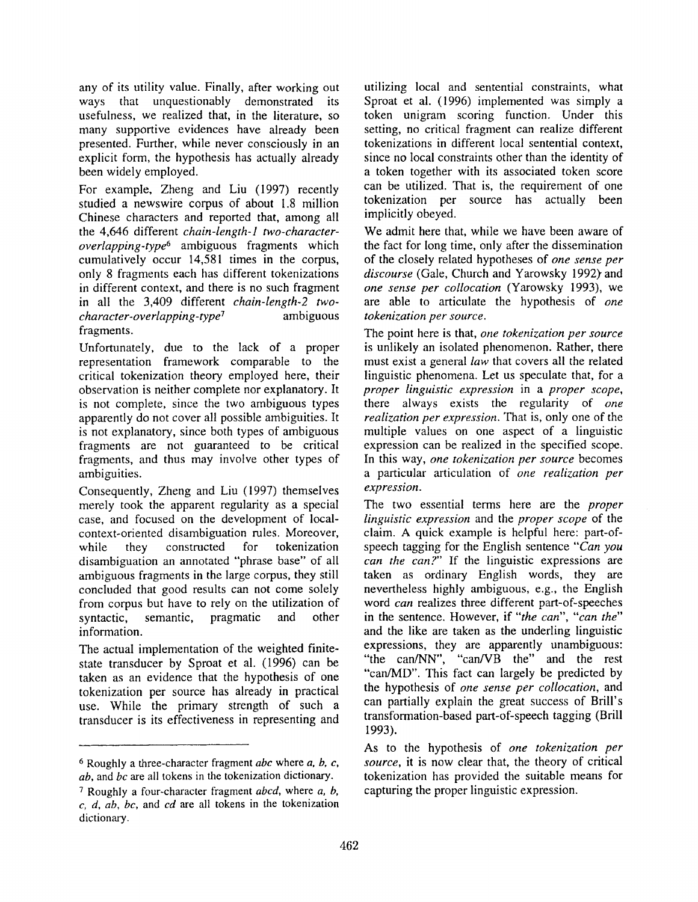any of its utility value. Finally, after working out ways that unquestionably demonstrated its usefulness, we realized that, in the literature, so many supportive evidences have already been presented. Further, while never consciously in an explicit form, the hypothesis has actually already been widely employed.

For example, Zheng and Liu (1997) recently studied a newswire corpus of about 1.8 million Chinese characters and reported that, among all the 4,646 different *chain-length-1 two-character-overlapping-type*[6] ambiguous fragments which cumulatively occur 14,581 times in the corpus, only 8 fragments each has different tokenizations in different context, and there is no such fragment in all the 3,409 different *chain-length-2 two-character-overlapping-type*[7] ambiguous fragments.

Unfortunately, due to the lack of a proper representation framework comparable to the critical tokenization theory employed here, their observation is neither complete nor explanatory. It is not complete, since the two ambiguous types apparently do not cover all possible ambiguities. It is not explanatory, since both types of ambiguous fragments are not guaranteed to be critical fragments, and thus may involve other types of ambiguities.

Consequently, Zheng and Liu (1997) themselves merely took the apparent regularity as a special case, and focused on the development of local-context-oriented disambiguation rules. Moreover, while they constructed for tokenization disambiguation an annotated "phrase base" of all ambiguous fragments in the large corpus, they still concluded that good results can not come solely from corpus but have to rely on the utilization of syntactic, semantic, pragmatic and other information.

The actual implementation of the weighted finite-state transducer by Sproat et al. (1996) can be taken as an evidence that the hypothesis of one tokenization per source has already in practical use. While the primary strength of such a transducer is its effectiveness in representing and utilizing local and sentential constraints, what Sproat et al. (1996) implemented was simply a token unigram scoring function. Under this setting, no critical fragment can realize different tokenizations in different local sentential context, since no local constraints other than the identity of a token together with its associated token score can be utilized. That is, the requirement of one tokenization per source has actually been implicitly obeyed.

We admit here that, while we have been aware of the fact for long time, only after the dissemination of the closely related hypotheses of *one sense per discourse* (Gale, Church and Yarowsky 1992) and *one sense per collocation* (Yarowsky 1993), we are able to articulate the hypothesis of *one tokenization per source*.

The point here is that, *one tokenization per source* is unlikely an isolated phenomenon. Rather, there must exist a general *law* that covers all the related linguistic phenomena. Let us speculate that, for a *proper linguistic expression* in a *proper scope*, there always exists the regularity of *one realization per expression*. That is, only one of the multiple values on one aspect of a linguistic expression can be realized in the specified scope. In this way, *one tokenization per source* becomes a particular articulation of *one realization per expression*.

The two essential terms here are the *proper linguistic expression* and the *proper scope* of the claim. A quick example is helpful here: part-of-speech tagging for the English sentence "*Can you can the can?*" If the linguistic expressions are taken as ordinary English words, they are nevertheless highly ambiguous, e.g., the English word *can* realizes three different part-of-speeches in the sentence. However, if "*the can*", "*can the*" and the like are taken as the underling linguistic expressions, they are apparently unambiguous: "the can/NN", "can/VB the" and the rest "can/MD". This fact can largely be predicted by the hypothesis of *one sense per collocation*, and can partially explain the great success of Brill's transformation-based part-of-speech tagging (Brill 1993).

As to the hypothesis of *one tokenization per source*, it is now clear that, the theory of critical tokenization has provided the suitable means for capturing the proper linguistic expression.

---

[6] Roughly a three-character fragment *abc* where *a*, *b*, *c*, *ab*, and *bc* are all tokens in the tokenization dictionary.

[7] Roughly a four-character fragment *abcd*, where *a*, *b*, *c*, *d*, *ab*, *bc*, and *cd* are all tokens in the tokenization dictionary.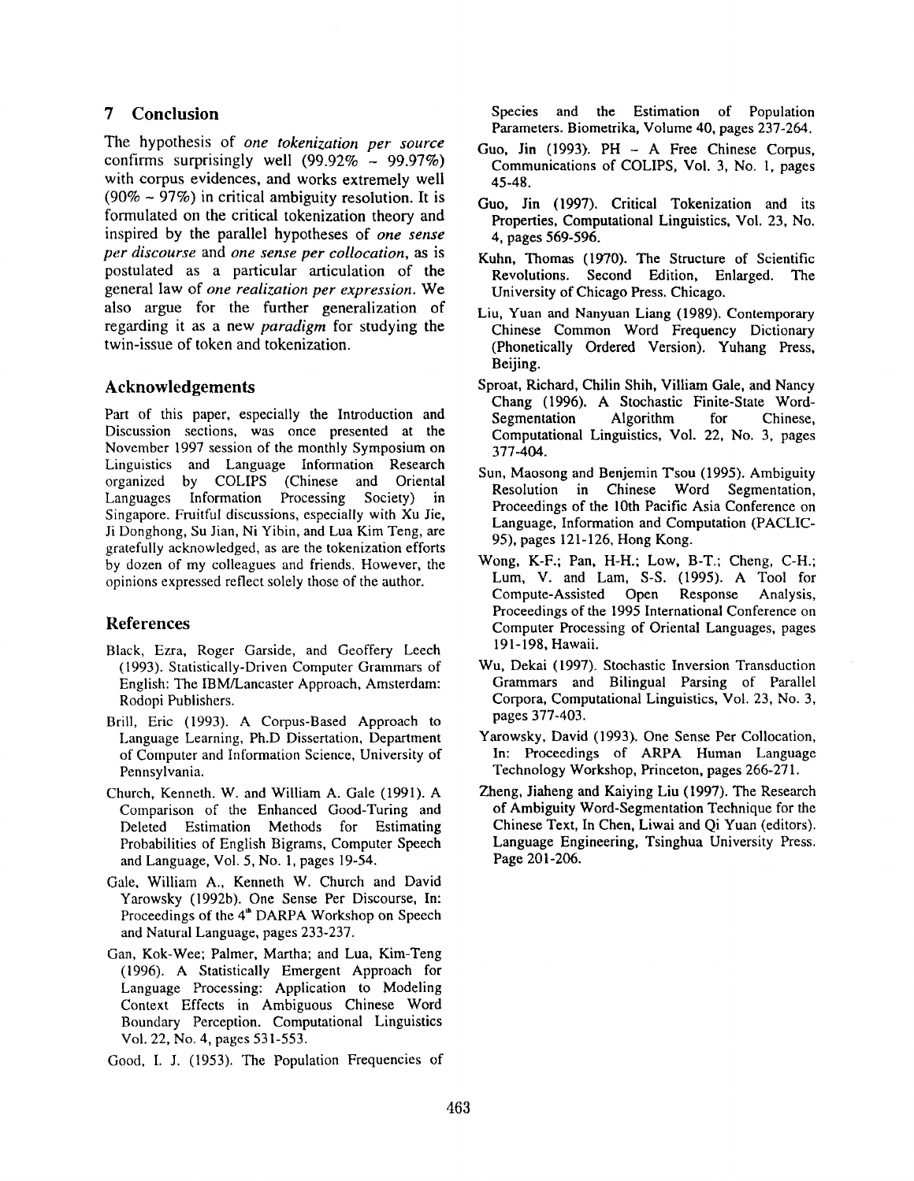## 7 Conclusion

The hypothesis of *one tokenization per source* confirms surprisingly well (99.92% ~ 99.97%) with corpus evidences, and works extremely well (90% ~ 97%) in critical ambiguity resolution. It is formulated on the critical tokenization theory and inspired by the parallel hypotheses of *one sense per discourse* and *one sense per collocation*, as is postulated as a particular articulation of the general law of *one realization per expression*. We also argue for the further generalization of regarding it as a new *paradigm* for studying the twin-issue of token and tokenization.

## Acknowledgements

Part of this paper, especially the Introduction and Discussion sections, was once presented at the November 1997 session of the monthly Symposium on Linguistics and Language Information Research organized by COLIPS (Chinese and Oriental Languages Information Processing Society) in Singapore. Fruitful discussions, especially with Xu Jie, Ji Donghong, Su Jian, Ni Yibin, and Lua Kim Teng, are gratefully acknowledged, as are the tokenization efforts by dozen of my colleagues and friends. However, the opinions expressed reflect solely those of the author.

## References

Black, Ezra, Roger Garside, and Geoffery Leech (1993). Statistically-Driven Computer Grammars of English: The IBM/Lancaster Approach, Amsterdam: Rodopi Publishers.

Brill, Eric (1993). A Corpus-Based Approach to Language Learning, Ph.D Dissertation, Department of Computer and Information Science, University of Pennsylvania.

Church, Kenneth. W. and William A. Gale (1991). A Comparison of the Enhanced Good-Turing and Deleted Estimation Methods for Estimating Probabilities of English Bigrams, Computer Speech and Language, Vol. 5, No. 1, pages 19-54.

Gale, William A., Kenneth W. Church and David Yarowsky (1992b). One Sense Per Discourse, In: Proceedings of the 4th DARPA Workshop on Speech and Natural Language, pages 233-237.

Gan, Kok-Wee; Palmer, Martha; and Lua, Kim-Teng (1996). A Statistically Emergent Approach for Language Processing: Application to Modeling Context Effects in Ambiguous Chinese Word Boundary Perception. Computational Linguistics Vol. 22, No. 4, pages 531-553.

Good, I. J. (1953). The Population Frequencies of Species and the Estimation of Population Parameters. Biometrika, Volume 40, pages 237-264.

Guo, Jin (1993). PH - A Free Chinese Corpus, Communications of COLIPS, Vol. 3, No. 1, pages 45-48.

Guo, Jin (1997). Critical Tokenization and its Properties, Computational Linguistics, Vol. 23, No. 4, pages 569-596.

Kuhn, Thomas (1970). The Structure of Scientific Revolutions. Second Edition, Enlarged. The University of Chicago Press. Chicago.

Liu, Yuan and Nanyuan Liang (1989). Contemporary Chinese Common Word Frequency Dictionary (Phonetically Ordered Version). Yuhang Press, Beijing.

Sproat, Richard, Chilin Shih, Villiam Gale, and Nancy Chang (1996). A Stochastic Finite-State Word-Segmentation Algorithm for Chinese, Computational Linguistics, Vol. 22, No. 3, pages 377-404.

Sun, Maosong and Benjemin T'sou (1995). Ambiguity Resolution in Chinese Word Segmentation, Proceedings of the 10th Pacific Asia Conference on Language, Information and Computation (PACLIC-95), pages 121-126, Hong Kong.

Wong, K-F.; Pan, H-H.; Low, B-T.; Cheng, C-H.; Lum, V. and Lam, S-S. (1995). A Tool for Compute-Assisted Open Response Analysis, Proceedings of the 1995 International Conference on Computer Processing of Oriental Languages, pages 191-198, Hawaii.

Wu, Dekai (1997). Stochastic Inversion Transduction Grammars and Bilingual Parsing of Parallel Corpora, Computational Linguistics, Vol. 23, No. 3, pages 377-403.

Yarowsky, David (1993). One Sense Per Collocation, In: Proceedings of ARPA Human Language Technology Workshop, Princeton, pages 266-271.

Zheng, Jiaheng and Kaiying Liu (1997). The Research of Ambiguity Word-Segmentation Technique for the Chinese Text, In Chen, Liwai and Qi Yuan (editors). Language Engineering, Tsinghua University Press. Page 201-206.